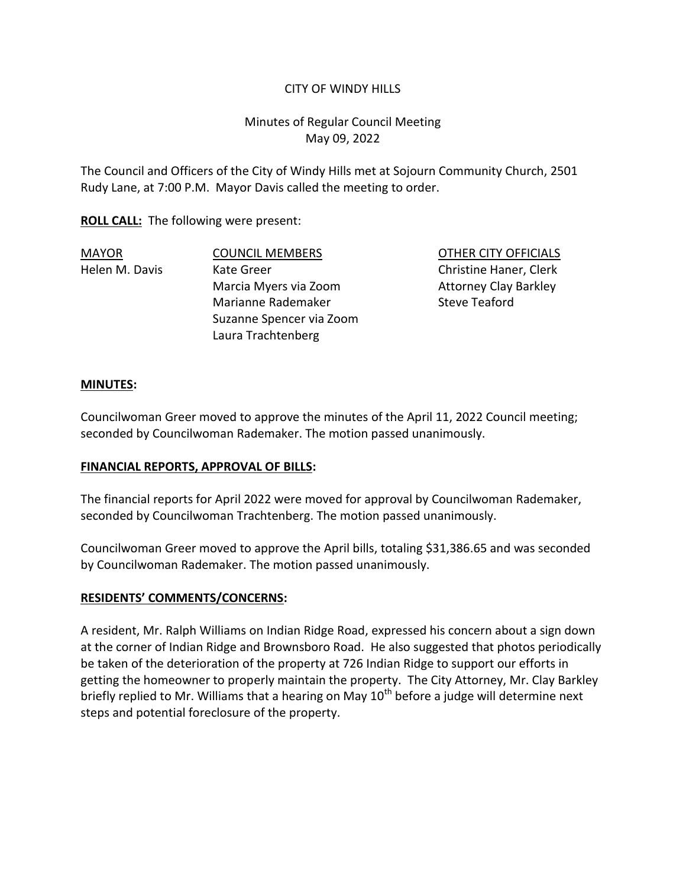CITY OF WINDY HILLS

Minutes of Regular Council Meeting
May 09, 2022

The Council and Officers of the City of Windy Hills met at Sojourn Community Church, 2501 Rudy Lane, at 7:00 P.M. Mayor Davis called the meeting to order.

**ROLL CALL:** The following were present:

| MAYOR | COUNCIL MEMBERS | OTHER CITY OFFICIALS |
|---|---|---|
| Helen M. Davis | Kate Greer | Christine Haner, Clerk |
| | Marcia Myers via Zoom | Attorney Clay Barkley |
| | Marianne Rademaker | Steve Teaford |
| | Suzanne Spencer via Zoom | |
| | Laura Trachtenberg | |

**MINUTES:**

Councilwoman Greer moved to approve the minutes of the April 11, 2022 Council meeting; seconded by Councilwoman Rademaker. The motion passed unanimously.

**FINANCIAL REPORTS, APPROVAL OF BILLS:**

The financial reports for April 2022 were moved for approval by Councilwoman Rademaker, seconded by Councilwoman Trachtenberg. The motion passed unanimously.

Councilwoman Greer moved to approve the April bills, totaling $31,386.65 and was seconded by Councilwoman Rademaker. The motion passed unanimously.

**RESIDENTS' COMMENTS/CONCERNS:**

A resident, Mr. Ralph Williams on Indian Ridge Road, expressed his concern about a sign down at the corner of Indian Ridge and Brownsboro Road. He also suggested that photos periodically be taken of the deterioration of the property at 726 Indian Ridge to support our efforts in getting the homeowner to properly maintain the property. The City Attorney, Mr. Clay Barkley briefly replied to Mr. Williams that a hearing on May 10th before a judge will determine next steps and potential foreclosure of the property.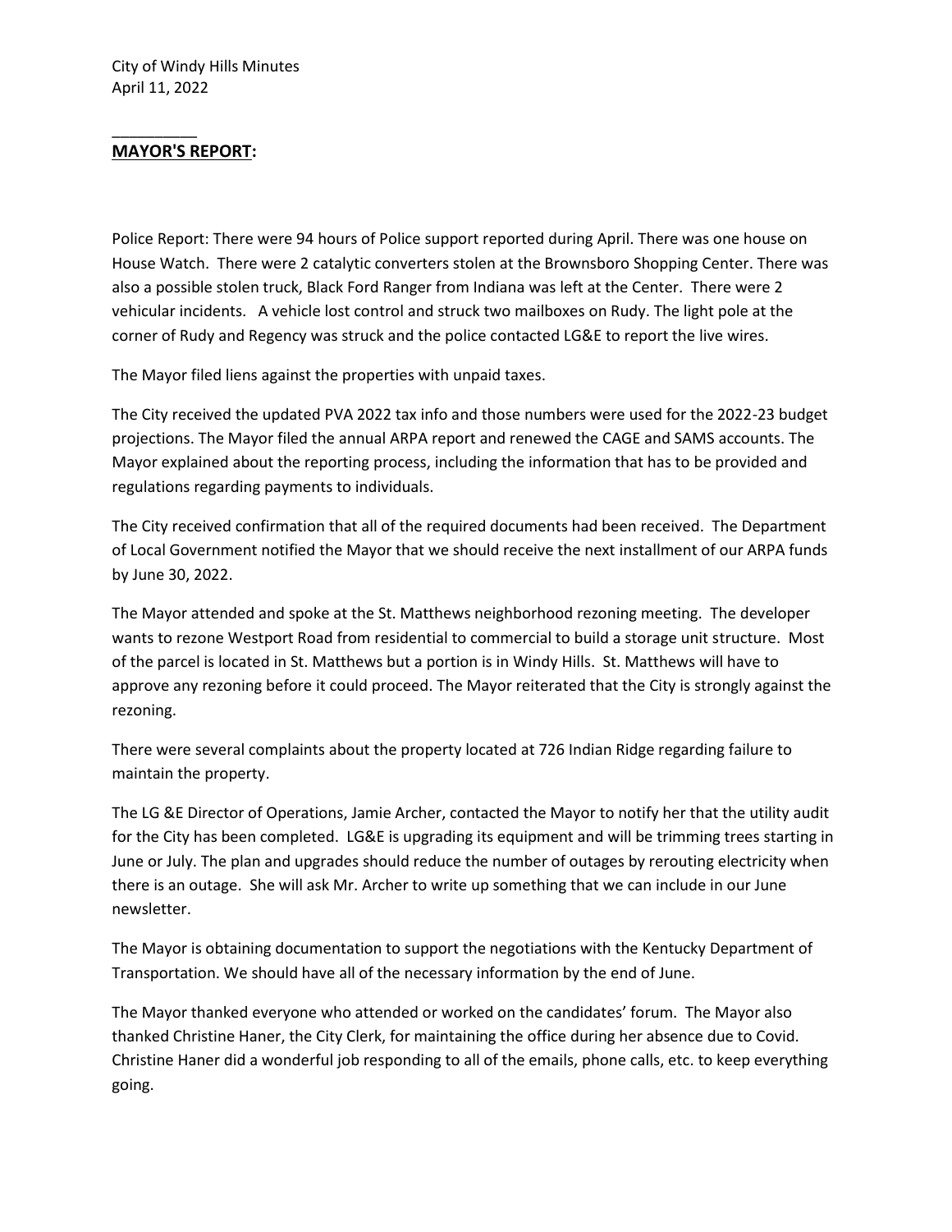## MAYOR'S REPORT:

Police Report: There were 94 hours of Police support reported during April. There was one house on House Watch. There were 2 catalytic converters stolen at the Brownsboro Shopping Center. There was also a possible stolen truck, Black Ford Ranger from Indiana was left at the Center. There were 2 vehicular incidents. A vehicle lost control and struck two mailboxes on Rudy. The light pole at the corner of Rudy and Regency was struck and the police contacted LG&E to report the live wires.

The Mayor filed liens against the properties with unpaid taxes.

The City received the updated PVA 2022 tax info and those numbers were used for the 2022-23 budget projections. The Mayor filed the annual ARPA report and renewed the CAGE and SAMS accounts. The Mayor explained about the reporting process, including the information that has to be provided and regulations regarding payments to individuals.

The City received confirmation that all of the required documents had been received. The Department of Local Government notified the Mayor that we should receive the next installment of our ARPA funds by June 30, 2022.

The Mayor attended and spoke at the St. Matthews neighborhood rezoning meeting. The developer wants to rezone Westport Road from residential to commercial to build a storage unit structure. Most of the parcel is located in St. Matthews but a portion is in Windy Hills. St. Matthews will have to approve any rezoning before it could proceed. The Mayor reiterated that the City is strongly against the rezoning.

There were several complaints about the property located at 726 Indian Ridge regarding failure to maintain the property.

The LG &E Director of Operations, Jamie Archer, contacted the Mayor to notify her that the utility audit for the City has been completed. LG&E is upgrading its equipment and will be trimming trees starting in June or July. The plan and upgrades should reduce the number of outages by rerouting electricity when there is an outage. She will ask Mr. Archer to write up something that we can include in our June newsletter.

The Mayor is obtaining documentation to support the negotiations with the Kentucky Department of Transportation. We should have all of the necessary information by the end of June.

The Mayor thanked everyone who attended or worked on the candidates' forum. The Mayor also thanked Christine Haner, the City Clerk, for maintaining the office during her absence due to Covid. Christine Haner did a wonderful job responding to all of the emails, phone calls, etc. to keep everything going.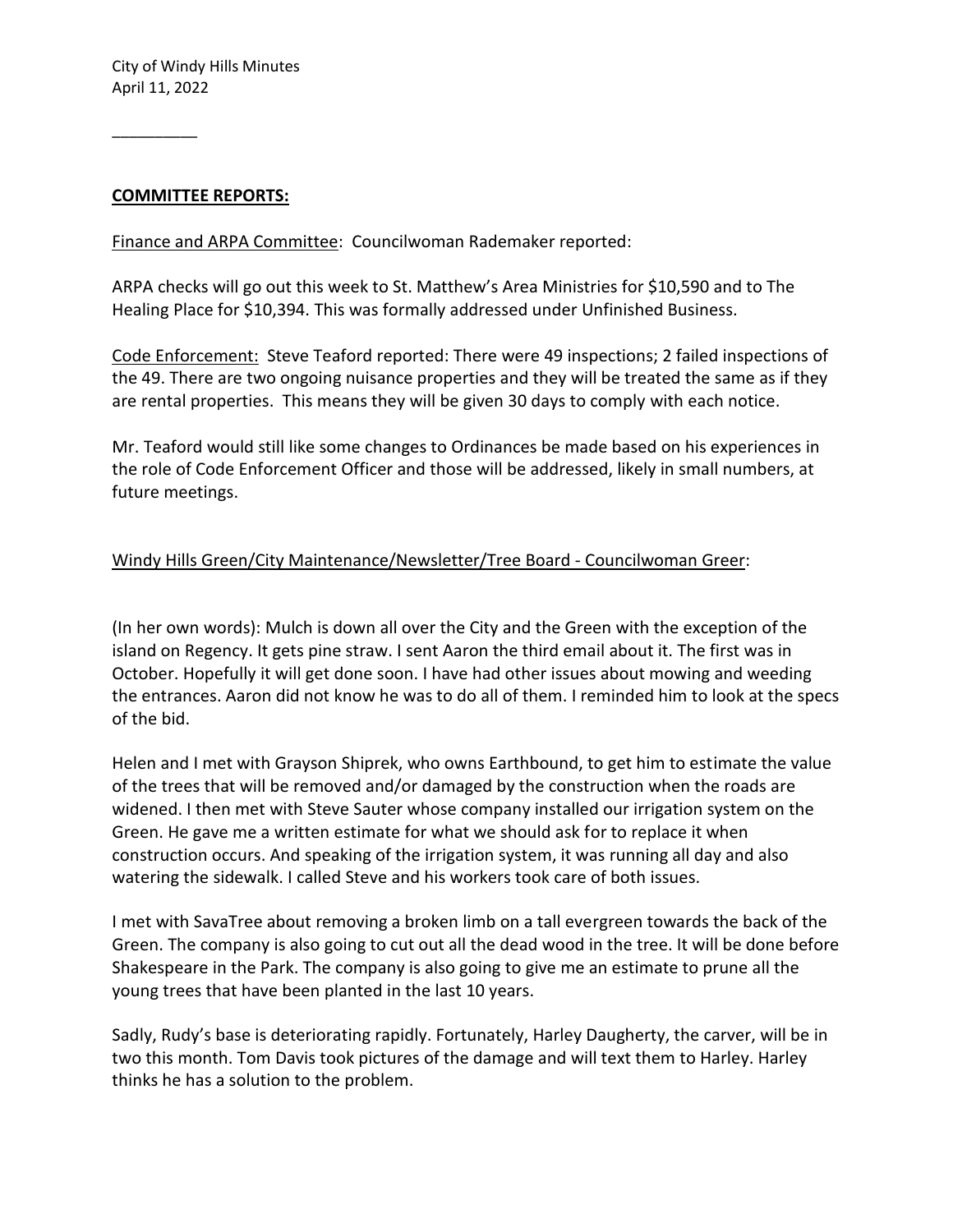**COMMITTEE REPORTS:**

Finance and ARPA Committee: Councilwoman Rademaker reported:

ARPA checks will go out this week to St. Matthew's Area Ministries for $10,590 and to The Healing Place for $10,394. This was formally addressed under Unfinished Business.

Code Enforcement: Steve Teaford reported: There were 49 inspections; 2 failed inspections of the 49. There are two ongoing nuisance properties and they will be treated the same as if they are rental properties. This means they will be given 30 days to comply with each notice.

Mr. Teaford would still like some changes to Ordinances be made based on his experiences in the role of Code Enforcement Officer and those will be addressed, likely in small numbers, at future meetings.

Windy Hills Green/City Maintenance/Newsletter/Tree Board - Councilwoman Greer:

(In her own words): Mulch is down all over the City and the Green with the exception of the island on Regency. It gets pine straw. I sent Aaron the third email about it. The first was in October. Hopefully it will get done soon. I have had other issues about mowing and weeding the entrances. Aaron did not know he was to do all of them. I reminded him to look at the specs of the bid.

Helen and I met with Grayson Shiprek, who owns Earthbound, to get him to estimate the value of the trees that will be removed and/or damaged by the construction when the roads are widened. I then met with Steve Sauter whose company installed our irrigation system on the Green. He gave me a written estimate for what we should ask for to replace it when construction occurs. And speaking of the irrigation system, it was running all day and also watering the sidewalk. I called Steve and his workers took care of both issues.

I met with SavaTree about removing a broken limb on a tall evergreen towards the back of the Green. The company is also going to cut out all the dead wood in the tree. It will be done before Shakespeare in the Park. The company is also going to give me an estimate to prune all the young trees that have been planted in the last 10 years.

Sadly, Rudy's base is deteriorating rapidly. Fortunately, Harley Daugherty, the carver, will be in two this month. Tom Davis took pictures of the damage and will text them to Harley. Harley thinks he has a solution to the problem.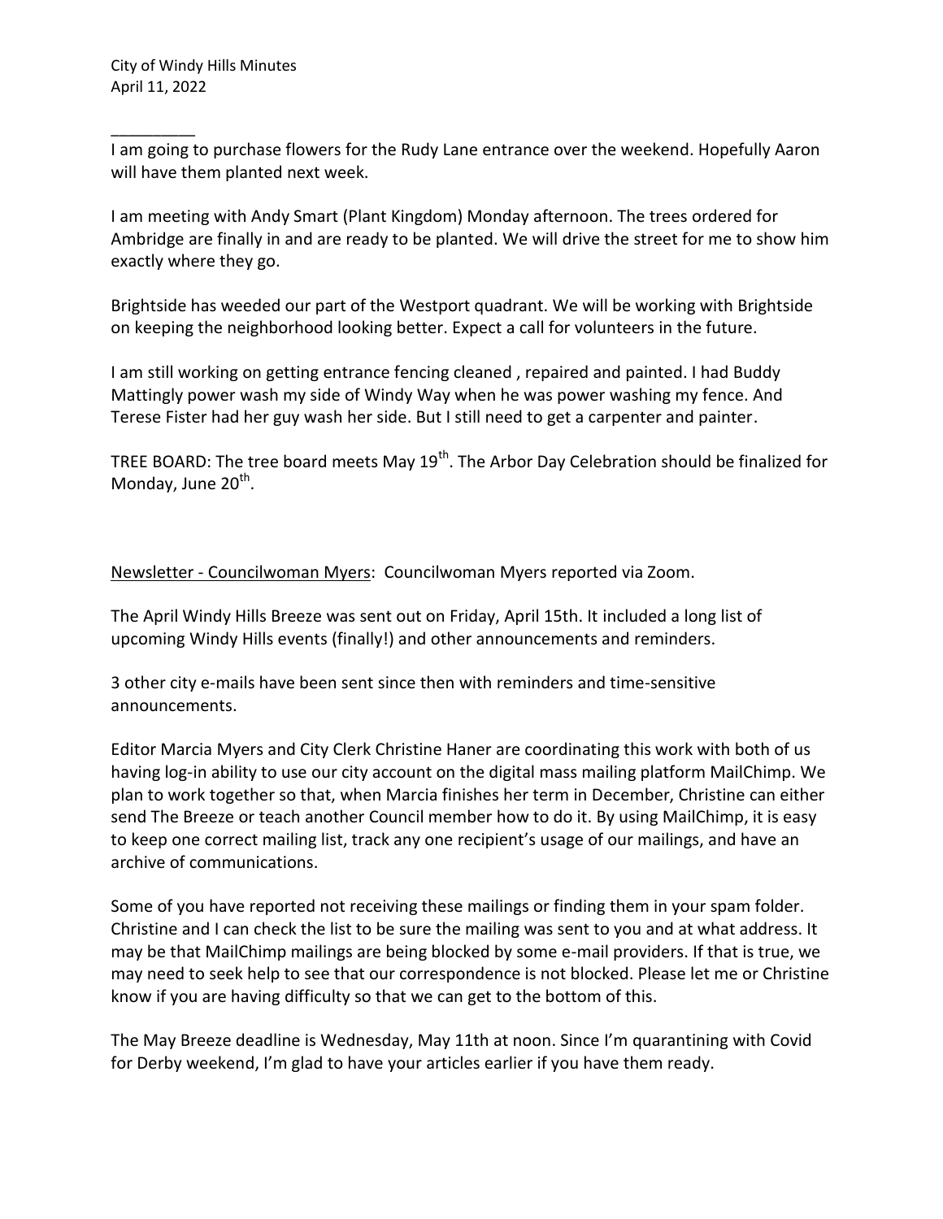_________

I am going to purchase flowers for the Rudy Lane entrance over the weekend. Hopefully Aaron will have them planted next week.

I am meeting with Andy Smart (Plant Kingdom) Monday afternoon. The trees ordered for Ambridge are finally in and are ready to be planted. We will drive the street for me to show him exactly where they go.

Brightside has weeded our part of the Westport quadrant. We will be working with Brightside on keeping the neighborhood looking better. Expect a call for volunteers in the future.

I am still working on getting entrance fencing cleaned , repaired and painted. I had Buddy Mattingly power wash my side of Windy Way when he was power washing my fence. And Terese Fister had her guy wash her side. But I still need to get a carpenter and painter.

TREE BOARD: The tree board meets May 19th. The Arbor Day Celebration should be finalized for Monday, June 20th.

Newsletter - Councilwoman Myers: Councilwoman Myers reported via Zoom.

The April Windy Hills Breeze was sent out on Friday, April 15th. It included a long list of upcoming Windy Hills events (finally!) and other announcements and reminders.

3 other city e-mails have been sent since then with reminders and time-sensitive announcements.

Editor Marcia Myers and City Clerk Christine Haner are coordinating this work with both of us having log-in ability to use our city account on the digital mass mailing platform MailChimp. We plan to work together so that, when Marcia finishes her term in December, Christine can either send The Breeze or teach another Council member how to do it. By using MailChimp, it is easy to keep one correct mailing list, track any one recipient's usage of our mailings, and have an archive of communications.

Some of you have reported not receiving these mailings or finding them in your spam folder. Christine and I can check the list to be sure the mailing was sent to you and at what address. It may be that MailChimp mailings are being blocked by some e-mail providers. If that is true, we may need to seek help to see that our correspondence is not blocked. Please let me or Christine know if you are having difficulty so that we can get to the bottom of this.

The May Breeze deadline is Wednesday, May 11th at noon. Since I'm quarantining with Covid for Derby weekend, I'm glad to have your articles earlier if you have them ready.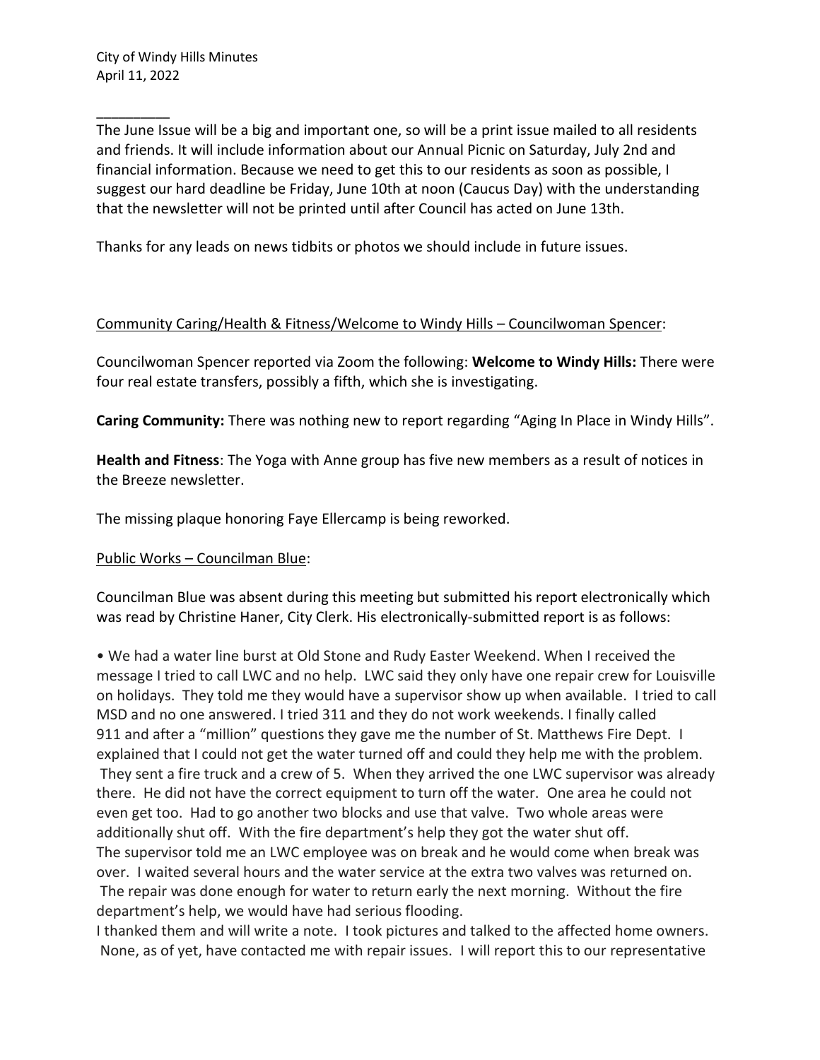_________

The June Issue will be a big and important one, so will be a print issue mailed to all residents and friends. It will include information about our Annual Picnic on Saturday, July 2nd and financial information. Because we need to get this to our residents as soon as possible, I suggest our hard deadline be Friday, June 10th at noon (Caucus Day) with the understanding that the newsletter will not be printed until after Council has acted on June 13th.

Thanks for any leads on news tidbits or photos we should include in future issues.

Community Caring/Health & Fitness/Welcome to Windy Hills – Councilwoman Spencer:

Councilwoman Spencer reported via Zoom the following: **Welcome to Windy Hills:** There were four real estate transfers, possibly a fifth, which she is investigating.

**Caring Community:** There was nothing new to report regarding "Aging In Place in Windy Hills".

**Health and Fitness**: The Yoga with Anne group has five new members as a result of notices in the Breeze newsletter.

The missing plaque honoring Faye Ellercamp is being reworked.

Public Works – Councilman Blue:

Councilman Blue was absent during this meeting but submitted his report electronically which was read by Christine Haner, City Clerk. His electronically-submitted report is as follows:

• We had a water line burst at Old Stone and Rudy Easter Weekend. When I received the message I tried to call LWC and no help. LWC said they only have one repair crew for Louisville on holidays. They told me they would have a supervisor show up when available. I tried to call MSD and no one answered. I tried 311 and they do not work weekends. I finally called 911 and after a "million" questions they gave me the number of St. Matthews Fire Dept. I explained that I could not get the water turned off and could they help me with the problem. They sent a fire truck and a crew of 5. When they arrived the one LWC supervisor was already there. He did not have the correct equipment to turn off the water. One area he could not even get too. Had to go another two blocks and use that valve. Two whole areas were additionally shut off. With the fire department's help they got the water shut off. The supervisor told me an LWC employee was on break and he would come when break was over. I waited several hours and the water service at the extra two valves was returned on. The repair was done enough for water to return early the next morning. Without the fire department's help, we would have had serious flooding.
I thanked them and will write a note. I took pictures and talked to the affected home owners. None, as of yet, have contacted me with repair issues. I will report this to our representative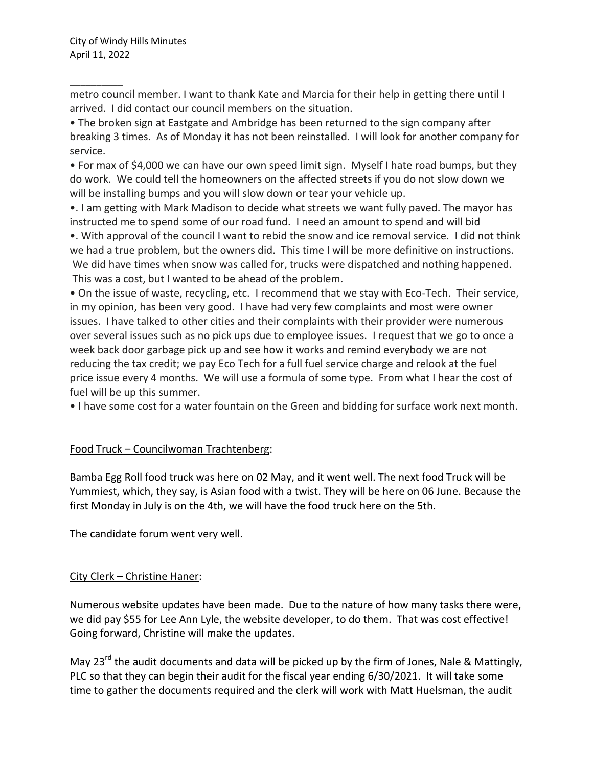metro council member. I want to thank Kate and Marcia for their help in getting there until I arrived. I did contact our council members on the situation.

- The broken sign at Eastgate and Ambridge has been returned to the sign company after breaking 3 times. As of Monday it has not been reinstalled. I will look for another company for service.
- For max of $4,000 we can have our own speed limit sign. Myself I hate road bumps, but they do work. We could tell the homeowners on the affected streets if you do not slow down we will be installing bumps and you will slow down or tear your vehicle up.
- . I am getting with Mark Madison to decide what streets we want fully paved. The mayor has instructed me to spend some of our road fund. I need an amount to spend and will bid
- . With approval of the council I want to rebid the snow and ice removal service. I did not think we had a true problem, but the owners did. This time I will be more definitive on instructions. We did have times when snow was called for, trucks were dispatched and nothing happened. This was a cost, but I wanted to be ahead of the problem.
- On the issue of waste, recycling, etc. I recommend that we stay with Eco-Tech. Their service, in my opinion, has been very good. I have had very few complaints and most were owner issues. I have talked to other cities and their complaints with their provider were numerous over several issues such as no pick ups due to employee issues. I request that we go to once a week back door garbage pick up and see how it works and remind everybody we are not reducing the tax credit; we pay Eco Tech for a full fuel service charge and relook at the fuel price issue every 4 months. We will use a formula of some type. From what I hear the cost of fuel will be up this summer.
- I have some cost for a water fountain on the Green and bidding for surface work next month.

Food Truck – Councilwoman Trachtenberg:

Bamba Egg Roll food truck was here on 02 May, and it went well. The next food Truck will be Yummiest, which, they say, is Asian food with a twist. They will be here on 06 June. Because the first Monday in July is on the 4th, we will have the food truck here on the 5th.

The candidate forum went very well.

City Clerk – Christine Haner:

Numerous website updates have been made. Due to the nature of how many tasks there were, we did pay $55 for Lee Ann Lyle, the website developer, to do them. That was cost effective! Going forward, Christine will make the updates.

May 23rd the audit documents and data will be picked up by the firm of Jones, Nale & Mattingly, PLC so that they can begin their audit for the fiscal year ending 6/30/2021. It will take some time to gather the documents required and the clerk will work with Matt Huelsman, the audit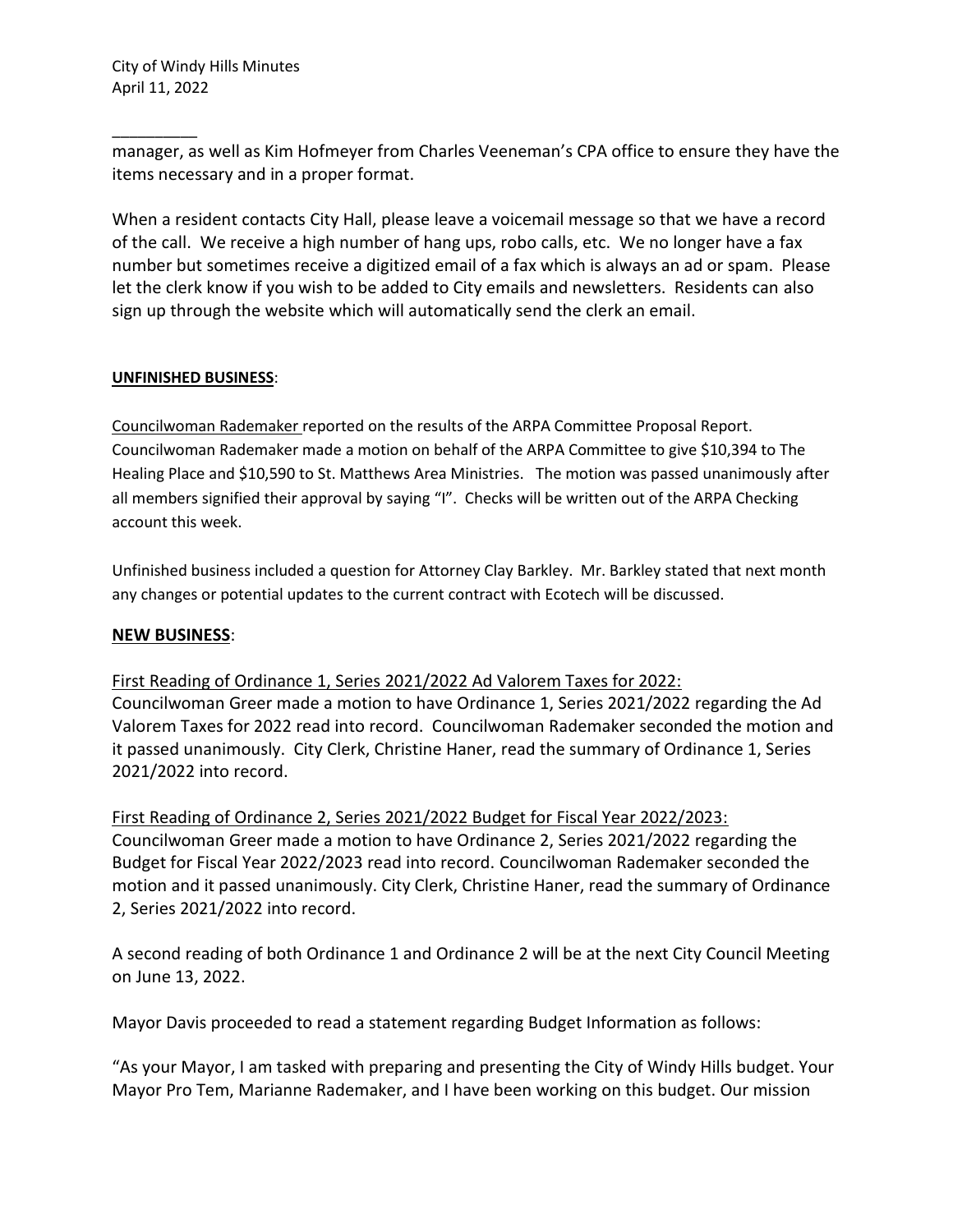manager, as well as Kim Hofmeyer from Charles Veeneman's CPA office to ensure they have the items necessary and in a proper format.

When a resident contacts City Hall, please leave a voicemail message so that we have a record of the call. We receive a high number of hang ups, robo calls, etc. We no longer have a fax number but sometimes receive a digitized email of a fax which is always an ad or spam. Please let the clerk know if you wish to be added to City emails and newsletters. Residents can also sign up through the website which will automatically send the clerk an email.

**UNFINISHED BUSINESS**:

Councilwoman Rademaker reported on the results of the ARPA Committee Proposal Report. Councilwoman Rademaker made a motion on behalf of the ARPA Committee to give $10,394 to The Healing Place and $10,590 to St. Matthews Area Ministries. The motion was passed unanimously after all members signified their approval by saying "I". Checks will be written out of the ARPA Checking account this week.

Unfinished business included a question for Attorney Clay Barkley. Mr. Barkley stated that next month any changes or potential updates to the current contract with Ecotech will be discussed.

**NEW BUSINESS**:

First Reading of Ordinance 1, Series 2021/2022 Ad Valorem Taxes for 2022:
Councilwoman Greer made a motion to have Ordinance 1, Series 2021/2022 regarding the Ad Valorem Taxes for 2022 read into record. Councilwoman Rademaker seconded the motion and it passed unanimously. City Clerk, Christine Haner, read the summary of Ordinance 1, Series 2021/2022 into record.

First Reading of Ordinance 2, Series 2021/2022 Budget for Fiscal Year 2022/2023:
Councilwoman Greer made a motion to have Ordinance 2, Series 2021/2022 regarding the Budget for Fiscal Year 2022/2023 read into record. Councilwoman Rademaker seconded the motion and it passed unanimously. City Clerk, Christine Haner, read the summary of Ordinance 2, Series 2021/2022 into record.

A second reading of both Ordinance 1 and Ordinance 2 will be at the next City Council Meeting on June 13, 2022.

Mayor Davis proceeded to read a statement regarding Budget Information as follows:

"As your Mayor, I am tasked with preparing and presenting the City of Windy Hills budget. Your Mayor Pro Tem, Marianne Rademaker, and I have been working on this budget. Our mission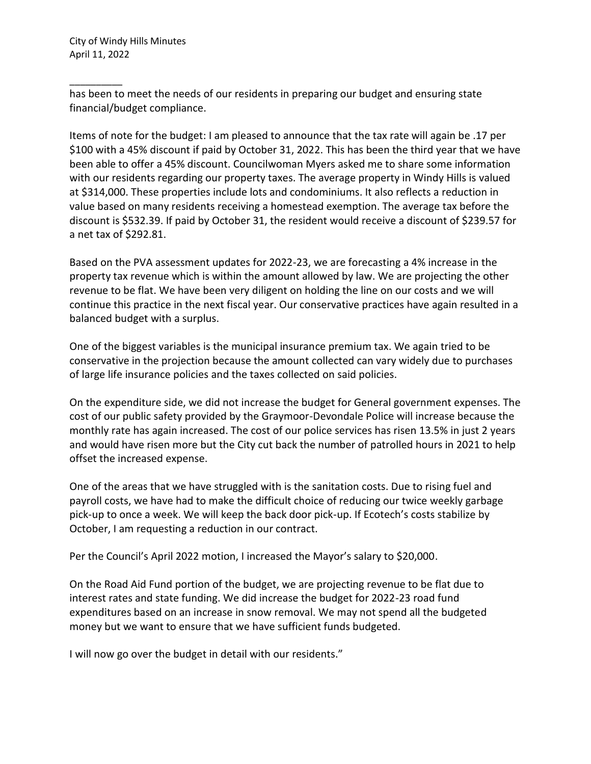has been to meet the needs of our residents in preparing our budget and ensuring state financial/budget compliance.

Items of note for the budget: I am pleased to announce that the tax rate will again be .17 per $100 with a 45% discount if paid by October 31, 2022. This has been the third year that we have been able to offer a 45% discount. Councilwoman Myers asked me to share some information with our residents regarding our property taxes. The average property in Windy Hills is valued at $314,000. These properties include lots and condominiums. It also reflects a reduction in value based on many residents receiving a homestead exemption. The average tax before the discount is $532.39. If paid by October 31, the resident would receive a discount of $239.57 for a net tax of $292.81.

Based on the PVA assessment updates for 2022-23, we are forecasting a 4% increase in the property tax revenue which is within the amount allowed by law. We are projecting the other revenue to be flat. We have been very diligent on holding the line on our costs and we will continue this practice in the next fiscal year. Our conservative practices have again resulted in a balanced budget with a surplus.

One of the biggest variables is the municipal insurance premium tax. We again tried to be conservative in the projection because the amount collected can vary widely due to purchases of large life insurance policies and the taxes collected on said policies.

On the expenditure side, we did not increase the budget for General government expenses. The cost of our public safety provided by the Graymoor-Devondale Police will increase because the monthly rate has again increased. The cost of our police services has risen 13.5% in just 2 years and would have risen more but the City cut back the number of patrolled hours in 2021 to help offset the increased expense.

One of the areas that we have struggled with is the sanitation costs. Due to rising fuel and payroll costs, we have had to make the difficult choice of reducing our twice weekly garbage pick-up to once a week. We will keep the back door pick-up. If Ecotech's costs stabilize by October, I am requesting a reduction in our contract.

Per the Council's April 2022 motion, I increased the Mayor's salary to $20,000.

On the Road Aid Fund portion of the budget, we are projecting revenue to be flat due to interest rates and state funding. We did increase the budget for 2022-23 road fund expenditures based on an increase in snow removal. We may not spend all the budgeted money but we want to ensure that we have sufficient funds budgeted.

I will now go over the budget in detail with our residents."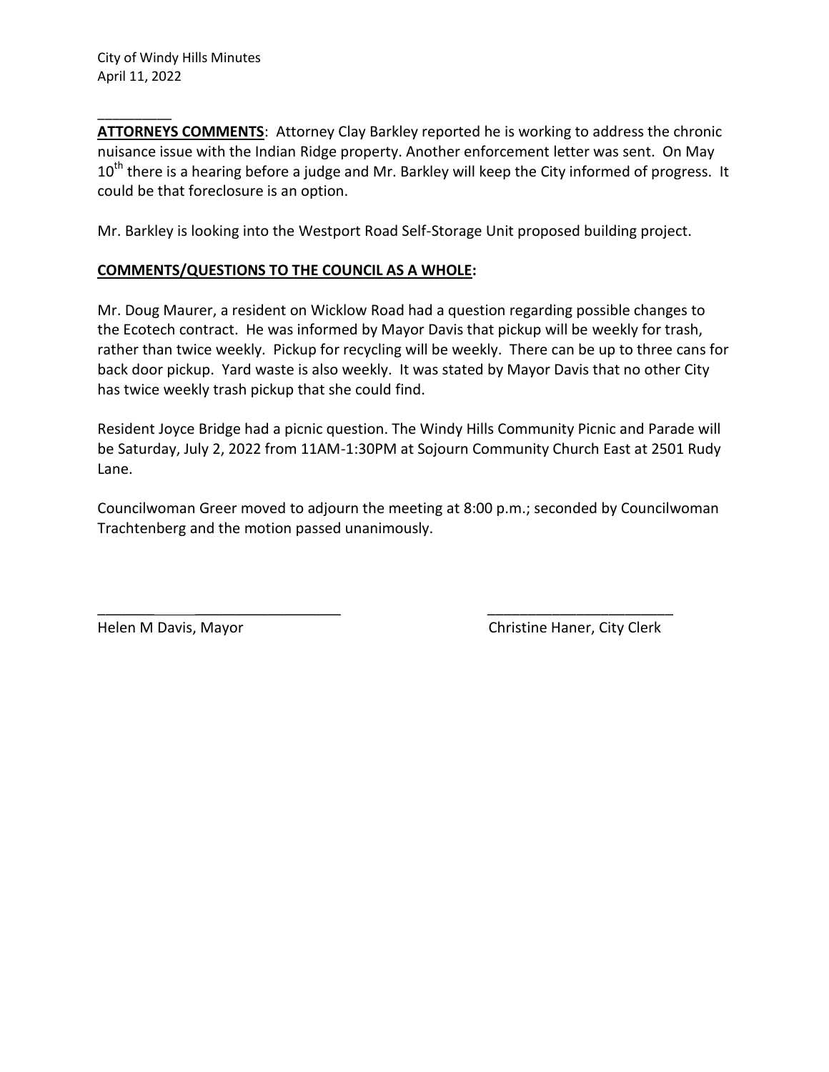**ATTORNEYS COMMENTS**: Attorney Clay Barkley reported he is working to address the chronic nuisance issue with the Indian Ridge property. Another enforcement letter was sent. On May 10th there is a hearing before a judge and Mr. Barkley will keep the City informed of progress. It could be that foreclosure is an option.

Mr. Barkley is looking into the Westport Road Self-Storage Unit proposed building project.

**COMMENTS/QUESTIONS TO THE COUNCIL AS A WHOLE:**

Mr. Doug Maurer, a resident on Wicklow Road had a question regarding possible changes to the Ecotech contract. He was informed by Mayor Davis that pickup will be weekly for trash, rather than twice weekly. Pickup for recycling will be weekly. There can be up to three cans for back door pickup. Yard waste is also weekly. It was stated by Mayor Davis that no other City has twice weekly trash pickup that she could find.

Resident Joyce Bridge had a picnic question. The Windy Hills Community Picnic and Parade will be Saturday, July 2, 2022 from 11AM-1:30PM at Sojourn Community Church East at 2501 Rudy Lane.

Councilwoman Greer moved to adjourn the meeting at 8:00 p.m.; seconded by Councilwoman Trachtenberg and the motion passed unanimously.

_________________________ _________________________

Helen M Davis, Mayor Christine Haner, City Clerk